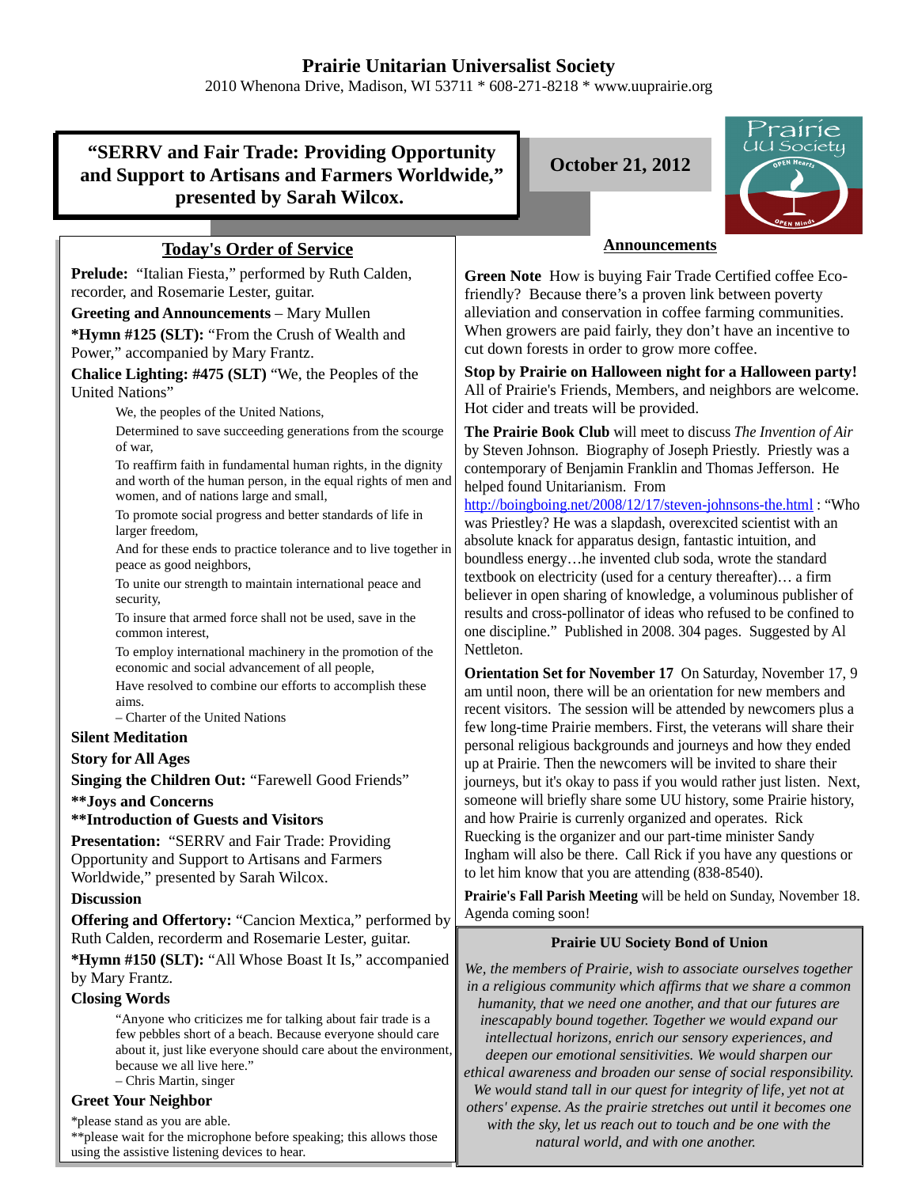# Prairie Unitarian Universalist Society

2010 Whenona Drive, Madison, WI 53711 * 608-271-8218 * www.uuprairie.org

## "SERRV and Fair Trade: Providing Opportunity and Support to Artisans and Farmers Worldwide," presented by Sarah Wilcox.

**October 21, 2012**

## Today's Order of Service

**Prelude:** "Italian Fiesta," performed by Ruth Calden, recorder, and Rosemarie Lester, guitar.

**Greeting and Announcements** – Mary Mullen

***Hymn #125 (SLT):** "From the Crush of Wealth and Power," accompanied by Mary Frantz.

**Chalice Lighting: #475 (SLT)** "We, the Peoples of the United Nations"

> We, the peoples of the United Nations,
>
> Determined to save succeeding generations from the scourge of war,
>
> To reaffirm faith in fundamental human rights, in the dignity and worth of the human person, in the equal rights of men and women, and of nations large and small,
>
> To promote social progress and better standards of life in larger freedom,
>
> And for these ends to practice tolerance and to live together in peace as good neighbors,
>
> To unite our strength to maintain international peace and security,
>
> To insure that armed force shall not be used, save in the common interest,
>
> To employ international machinery in the promotion of the economic and social advancement of all people,
>
> Have resolved to combine our efforts to accomplish these aims.
>
> – Charter of the United Nations

**Silent Meditation**

**Story for All Ages**

**Singing the Children Out:** "Farewell Good Friends"

****Joys and Concerns**

****Introduction of Guests and Visitors**

**Presentation:** "SERRV and Fair Trade: Providing Opportunity and Support to Artisans and Farmers Worldwide," presented by Sarah Wilcox.

**Discussion**

**Offering and Offertory:** "Cancion Mextica," performed by Ruth Calden, recorderm and Rosemarie Lester, guitar.

***Hymn #150 (SLT):** "All Whose Boast It Is," accompanied by Mary Frantz.

**Closing Words**

> "Anyone who criticizes me for talking about fair trade is a few pebbles short of a beach. Because everyone should care about it, just like everyone should care about the environment, because we all live here."
>
> – Chris Martin, singer

**Greet Your Neighbor**

*please stand as you are able.
**please wait for the microphone before speaking; this allows those using the assistive listening devices to hear.

## Announcements

**Green Note** How is buying Fair Trade Certified coffee Eco-friendly? Because there's a proven link between poverty alleviation and conservation in coffee farming communities. When growers are paid fairly, they don't have an incentive to cut down forests in order to grow more coffee.

**Stop by Prairie on Halloween night for a Halloween party!** All of Prairie's Friends, Members, and neighbors are welcome. Hot cider and treats will be provided.

**The Prairie Book Club** will meet to discuss *The Invention of Air* by Steven Johnson. Biography of Joseph Priestly. Priestly was a contemporary of Benjamin Franklin and Thomas Jefferson. He helped found Unitarianism. From http://boingboing.net/2008/12/17/steven-johnsons-the.html : "Who was Priestley? He was a slapdash, overexcited scientist with an absolute knack for apparatus design, fantastic intuition, and boundless energy…he invented club soda, wrote the standard textbook on electricity (used for a century thereafter)… a firm believer in open sharing of knowledge, a voluminous publisher of results and cross-pollinator of ideas who refused to be confined to one discipline." Published in 2008. 304 pages. Suggested by Al Nettleton.

**Orientation Set for November 17** On Saturday, November 17, 9 am until noon, there will be an orientation for new members and recent visitors. The session will be attended by newcomers plus a few long-time Prairie members. First, the veterans will share their personal religious backgrounds and journeys and how they ended up at Prairie. Then the newcomers will be invited to share their journeys, but it's okay to pass if you would rather just listen. Next, someone will briefly share some UU history, some Prairie history, and how Prairie is currenly organized and operates. Rick Ruecking is the organizer and our part-time minister Sandy Ingham will also be there. Call Rick if you have any questions or to let him know that you are attending (838-8540).

**Prairie's Fall Parish Meeting** will be held on Sunday, November 18. Agenda coming soon!

### Prairie UU Society Bond of Union

*We, the members of Prairie, wish to associate ourselves together in a religious community which affirms that we share a common humanity, that we need one another, and that our futures are inescapably bound together. Together we would expand our intellectual horizons, enrich our sensory experiences, and deepen our emotional sensitivities. We would sharpen our ethical awareness and broaden our sense of social responsibility. We would stand tall in our quest for integrity of life, yet not at others' expense. As the prairie stretches out until it becomes one with the sky, let us reach out to touch and be one with the natural world, and with one another.*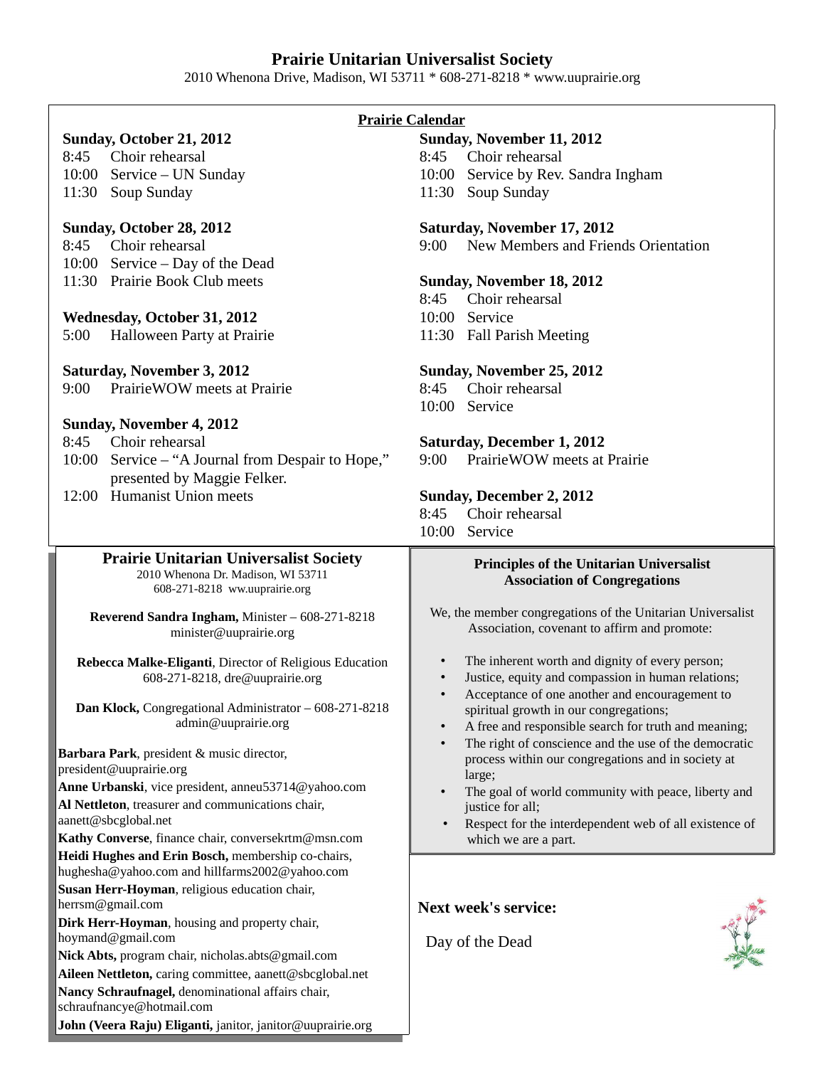# Prairie Unitarian Universalist Society

2010 Whenona Drive, Madison, WI 53711 * 608-271-8218 * www.uuprairie.org

## Prairie Calendar

**Sunday, October 21, 2012**
8:45 Choir rehearsal
10:00 Service – UN Sunday
11:30 Soup Sunday

**Sunday, October 28, 2012**
8:45 Choir rehearsal
10:00 Service – Day of the Dead
11:30 Prairie Book Club meets

**Wednesday, October 31, 2012**
5:00 Halloween Party at Prairie

**Saturday, November 3, 2012**
9:00 PrairieWOW meets at Prairie

**Sunday, November 4, 2012**
8:45 Choir rehearsal
10:00 Service – "A Journal from Despair to Hope," presented by Maggie Felker.
12:00 Humanist Union meets

**Sunday, November 11, 2012**
8:45 Choir rehearsal
10:00 Service by Rev. Sandra Ingham
11:30 Soup Sunday

**Saturday, November 17, 2012**
9:00 New Members and Friends Orientation

**Sunday, November 18, 2012**
8:45 Choir rehearsal
10:00 Service
11:30 Fall Parish Meeting

**Sunday, November 25, 2012**
8:45 Choir rehearsal
10:00 Service

**Saturday, December 1, 2012**
9:00 PrairieWOW meets at Prairie

**Sunday, December 2, 2012**
8:45 Choir rehearsal
10:00 Service

### Prairie Unitarian Universalist Society

2010 Whenona Dr. Madison, WI 53711
608-271-8218 ww.uuprairie.org

**Reverend Sandra Ingham,** Minister – 608-271-8218
minister@uuprairie.org

**Rebecca Malke-Eliganti**, Director of Religious Education
608-271-8218, dre@uuprairie.org

**Dan Klock,** Congregational Administrator – 608-271-8218
admin@uuprairie.org

**Barbara Park**, president & music director, president@uuprairie.org
**Anne Urbanski**, vice president, anneu53714@yahoo.com
**Al Nettleton**, treasurer and communications chair, aanett@sbcglobal.net
**Kathy Converse**, finance chair, conversekrtm@msn.com
**Heidi Hughes and Erin Bosch,** membership co-chairs, hughesha@yahoo.com and hillfarms2002@yahoo.com
**Susan Herr-Hoyman**, religious education chair, herrsm@gmail.com
**Dirk Herr-Hoyman**, housing and property chair, hoymand@gmail.com
**Nick Abts,** program chair, nicholas.abts@gmail.com
**Aileen Nettleton,** caring committee, aanett@sbcglobal.net
**Nancy Schraufnagel,** denominational affairs chair, schraufnancye@hotmail.com
**John (Veera Raju) Eliganti,** janitor, janitor@uuprairie.org

### Principles of the Unitarian Universalist Association of Congregations

We, the member congregations of the Unitarian Universalist Association, covenant to affirm and promote:

- The inherent worth and dignity of every person;
- Justice, equity and compassion in human relations;
- Acceptance of one another and encouragement to spiritual growth in our congregations;
- A free and responsible search for truth and meaning;
- The right of conscience and the use of the democratic process within our congregations and in society at large;
- The goal of world community with peace, liberty and justice for all;
- Respect for the interdependent web of all existence of which we are a part.

**Next week's service:**

Day of the Dead